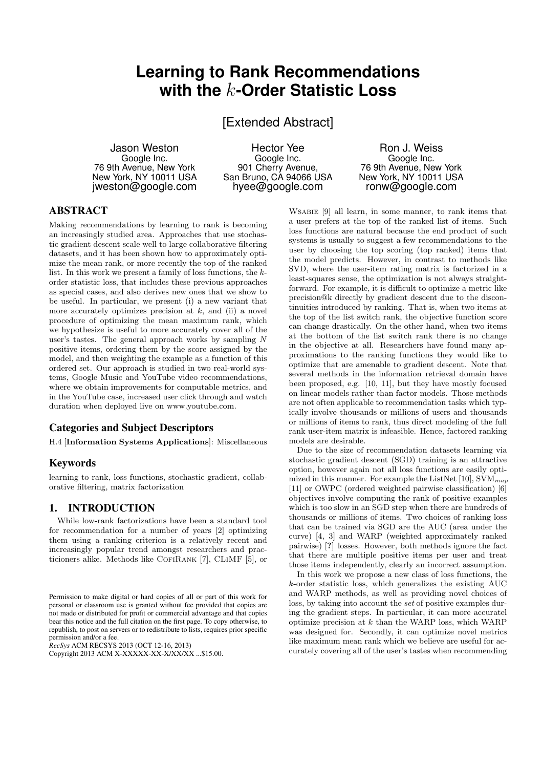# Learning to Rank Recommendations with the $k$-Order Statistic Loss

[Extended Abstract]

Jason Weston
Google Inc.
76 9th Avenue, New York
New York, NY 10011 USA
jweston@google.com

Hector Yee
Google Inc.
901 Cherry Avenue,
San Bruno, CA 94066 USA
hyee@google.com

Ron J. Weiss
Google Inc.
76 9th Avenue, New York
New York, NY 10011 USA
ronw@google.com

## ABSTRACT

Making recommendations by learning to rank is becoming an increasingly studied area. Approaches that use stochastic gradient descent scale well to large collaborative filtering datasets, and it has been shown how to approximately optimize the mean rank, or more recently the top of the ranked list. In this work we present a family of loss functions, the $k$-order statistic loss, that includes these previous approaches as special cases, and also derives new ones that we show to be useful. In particular, we present (i) a new variant that more accurately optimizes precision at $k$, and (ii) a novel procedure of optimizing the mean maximum rank, which we hypothesize is useful to more accurately cover all of the user's tastes. The general approach works by sampling $N$ positive items, ordering them by the score assigned by the model, and then weighting the example as a function of this ordered set. Our approach is studied in two real-world systems, Google Music and YouTube video recommendations, where we obtain improvements for computable metrics, and in the YouTube case, increased user click through and watch duration when deployed live on www.youtube.com.

### Categories and Subject Descriptors

H.4 [**Information Systems Applications**]: Miscellaneous

### Keywords

learning to rank, loss functions, stochastic gradient, collaborative filtering, matrix factorization

## 1. INTRODUCTION

While low-rank factorizations have been a standard tool for recommendation for a number of years [2] optimizing them using a ranking criterion is a relatively recent and increasingly popular trend amongst researchers and practicioners alike. Methods like CofiRank [7], CLiMF [5], or Wsabie [9] all learn, in some manner, to rank items that a user prefers at the top of the ranked list of items. Such loss functions are natural because the end product of such systems is usually to suggest a few recommendations to the user by choosing the top scoring (top ranked) items that the model predicts. However, in contrast to methods like SVD, where the user-item rating matrix is factorized in a least-squares sense, the optimization is not always straightforward. For example, it is difficult to optimize a metric like precision@k directly by gradient descent due to the discontinuities introduced by ranking. That is, when two items at the top of the list switch rank, the objective function score can change drastically. On the other hand, when two items at the bottom of the list switch rank there is no change in the objective at all. Researchers have found many approximations to the ranking functions they would like to optimize that are amenable to gradient descent. Note that several methods in the information retrieval domain have been proposed, e.g. [10, 11], but they have mostly focused on linear models rather than factor models. Those methods are not often applicable to recommendation tasks which typically involve thousands or millions of users and thousands or millions of items to rank, thus direct modeling of the full rank user-item matrix is infeasible. Hence, factored ranking models are desirable.

Due to the size of recommendation datasets learning via stochastic gradient descent (SGD) training is an attractive option, however again not all loss functions are easily optimized in this manner. For example the ListNet [10], SVM$_{map}$ [11] or OWPC (ordered weighted pairwise classification) [6] objectives involve computing the rank of positive examples which is too slow in an SGD step when there are hundreds of thousands or millions of items. Two choices of ranking loss that can be trained via SGD are the AUC (area under the curve) [4, 3] and WARP (weighted approximately ranked pairwise) [?] losses. However, both methods ignore the fact that there are multiple positive items per user and treat those items independently, clearly an incorrect assumption.

In this work we propose a new class of loss functions, the $k$-order statistic loss, which generalizes the existing AUC and WARP methods, as well as providing novel choices of loss, by taking into account the *set* of positive examples during the gradient steps. In particular, it can more accuratel optimize precision at $k$ than the WARP loss, which WARP was designed for. Secondly, it can optimize novel metrics like maximum mean rank which we believe are useful for accurately covering all of the user's tastes when recommending

Permission to make digital or hard copies of all or part of this work for personal or classroom use is granted without fee provided that copies are not made or distributed for profit or commercial advantage and that copies bear this notice and the full citation on the first page. To copy otherwise, to republish, to post on servers or to redistribute to lists, requires prior specific permission and/or a fee.
*RecSys* ACM RECSYS 2013 (OCT 12-16, 2013)
Copyright 2013 ACM X-XXXXX-XX-X/XX/XX ...$15.00.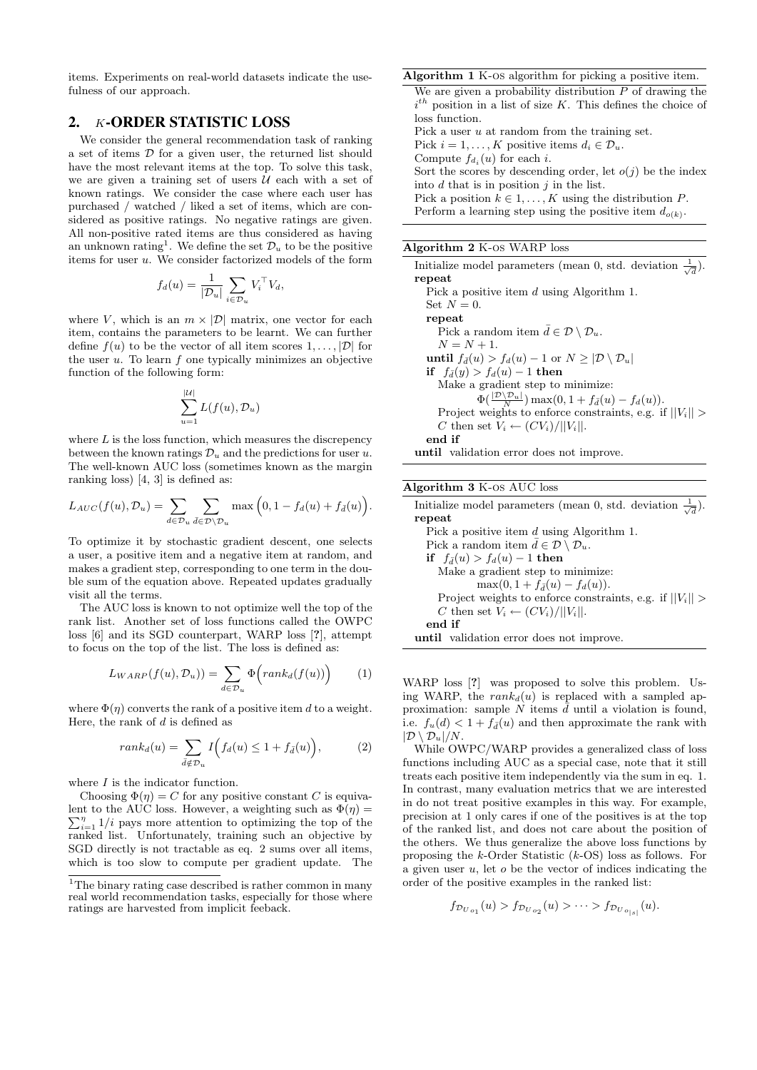items. Experiments on real-world datasets indicate the usefulness of our approach.

## 2. K-ORDER STATISTIC LOSS

We consider the general recommendation task of ranking a set of items $\mathcal{D}$ for a given user, the returned list should have the most relevant items at the top. To solve this task, we are given a training set of users $\mathcal{U}$ each with a set of known ratings. We consider the case where each user has purchased / watched / liked a set of items, which are considered as positive ratings. No negative ratings are given. All non-positive rated items are thus considered as having an unknown rating[1]. We define the set $\mathcal{D}_u$ to be the positive items for user $u$. We consider factorized models of the form

$$f_d(u) = \frac{1}{|\mathcal{D}_u|} \sum_{i \in \mathcal{D}_u} V_i^\top V_d,$$

where $V$, which is an $m \times |\mathcal{D}|$ matrix, one vector for each item, contains the parameters to be learnt. We can further define $f(u)$ to be the vector of all item scores $1, \ldots, |\mathcal{D}|$ for the user $u$. To learn $f$ one typically minimizes an objective function of the following form:

$$\sum_{u=1}^{|\mathcal{U}|} L(f(u), \mathcal{D}_u)$$

where $L$ is the loss function, which measures the discrepency between the known ratings $\mathcal{D}_u$ and the predictions for user $u$. The well-known AUC loss (sometimes known as the margin ranking loss) [4, 3] is defined as:

$$L_{AUC}(f(u), \mathcal{D}_u) = \sum_{d \in \mathcal{D}_u} \sum_{\bar{d} \in \mathcal{D} \setminus \mathcal{D}_u} \max\Big(0, 1 - f_d(u) + f_{\bar{d}}(u)\Big).$$

To optimize it by stochastic gradient descent, one selects a user, a positive item and a negative item at random, and makes a gradient step, corresponding to one term in the double sum of the equation above. Repeated updates gradually visit all the terms.

The AUC loss is known to not optimize well the top of the rank list. Another set of loss functions called the OWPC loss [6] and its SGD counterpart, WARP loss [?], attempt to focus on the top of the list. The loss is defined as:

$$L_{WARP}(f(u), \mathcal{D}_u)) = \sum_{d \in \mathcal{D}_u} \Phi\Big(rank_d(f(u))\Big) \quad (1)$$

where $\Phi(\eta)$ converts the rank of a positive item $d$ to a weight. Here, the rank of $d$ is defined as

$$rank_d(u) = \sum_{\bar{d} \notin \mathcal{D}_u} I\Big(f_d(u) \leq 1 + f_{\bar{d}}(u)\Big), \quad (2)$$

where $I$ is the indicator function.

Choosing $\Phi(\eta) = C$ for any positive constant $C$ is equivalent to the AUC loss. However, a weighting such as $\Phi(\eta) = \sum_{i=1}^{\eta} 1/i$ pays more attention to optimizing the top of the ranked list. Unfortunately, training such an objective by SGD directly is not tractable as eq. 2 sums over all items, which is too slow to compute per gradient update. The WARP loss [?] was proposed to solve this problem. Using WARP, the $rank_d(u)$ is replaced with a sampled approximation: sample $N$ items $\bar{d}$ until a violation is found, i.e. $f_u(d) < 1 + f_{\bar{d}}(u)$ and then approximate the rank with $|\mathcal{D} \setminus \mathcal{D}_u|/N$.

While OWPC/WARP provides a generalized class of loss functions including AUC as a special case, note that it still treats each positive item independently via the sum in eq. 1. In contrast, many evaluation metrics that we are interested in do not treat positive examples in this way. For example, precision at 1 only cares if one of the positives is at the top of the ranked list, and does not care about the position of the others. We thus generalize the above loss functions by proposing the $k$-Order Statistic ($k$-OS) loss as follows. For a given user $u$, let $o$ be the vector of indices indicating the order of the positive examples in the ranked list:

$$f_{\mathcal{D}_{U o_1}}(u) > f_{\mathcal{D}_{U o_2}}(u) > \cdots > f_{\mathcal{D}_{U o_{|s|}}}(u).$$

[1] The binary rating case described is rather common in many real world recommendation tasks, especially for those where ratings are harvested from implicit feeback.

**Algorithm 1** K-OS algorithm for picking a positive item.

We are given a probability distribution $P$ of drawing the $i^{th}$ position in a list of size $K$. This defines the choice of loss function.
Pick a user $u$ at random from the training set.
Pick $i = 1, \ldots, K$ positive items $d_i \in \mathcal{D}_u$.
Compute $f_{d_i}(u)$ for each $i$.
Sort the scores by descending order, let $o(j)$ be the index into $d$ that is in position $j$ in the list.
Pick a position $k \in 1, \ldots, K$ using the distribution $P$.
Perform a learning step using the positive item $d_{o(k)}$.

**Algorithm 2** K-OS WARP loss

Initialize model parameters (mean 0, std. deviation $\frac{1}{\sqrt{d}}$).
**repeat**
  Pick a positive item $d$ using Algorithm 1.
  Set $N = 0$.
  **repeat**
    Pick a random item $\bar{d} \in \mathcal{D} \setminus \mathcal{D}_u$.
    $N = N + 1$.
  **until** $f_{\bar{d}}(u) > f_d(u) - 1$ or $N \geq |\mathcal{D} \setminus \mathcal{D}_u|$
  **if** $f_{\bar{d}}(y) > f_d(u) - 1$ **then**
    Make a gradient step to minimize:
      $\Phi(\frac{|\mathcal{D} \setminus \mathcal{D}_u|}{N}) \max(0, 1 + f_{\bar{d}}(u) - f_d(u))$.
    Project weights to enforce constraints, e.g. if $||V_i|| > C$ then set $V_i \leftarrow (CV_i)/||V_i||$.
  **end if**
**until** validation error does not improve.

**Algorithm 3** K-OS AUC loss

Initialize model parameters (mean 0, std. deviation $\frac{1}{\sqrt{d}}$).
**repeat**
  Pick a positive item $d$ using Algorithm 1.
  Pick a random item $\bar{d} \in \mathcal{D} \setminus \mathcal{D}_u$.
  **if** $f_{\bar{d}}(u) > f_d(u) - 1$ **then**
    Make a gradient step to minimize:
      $\max(0, 1 + f_{\bar{d}}(u) - f_d(u))$.
    Project weights to enforce constraints, e.g. if $||V_i|| > C$ then set $V_i \leftarrow (CV_i)/||V_i||$.
  **end if**
**until** validation error does not improve.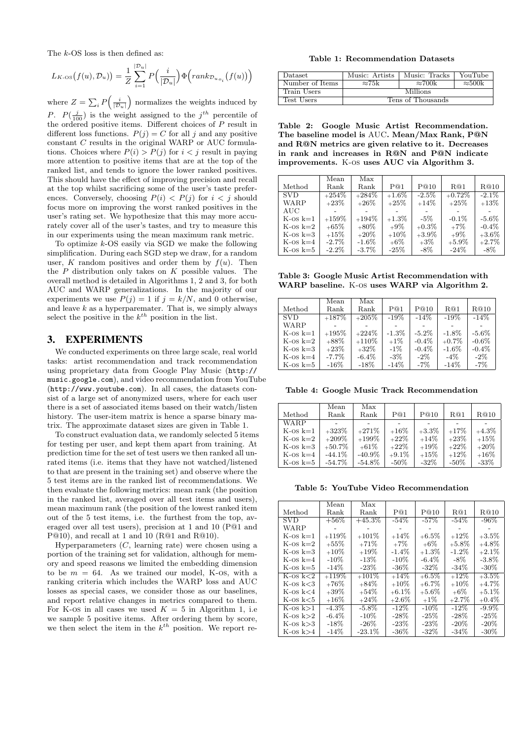The $k$-OS loss is then defined as:

$$L_{K\text{-OS}}\big(f(u), \mathcal{D}_u\big) = \frac{1}{Z}\sum_{i=1}^{|\mathcal{D}_u|} P\Big(\frac{i}{|\mathcal{D}_u|}\Big)\Phi\Big(rank_{\mathcal{D}_{u_{o_i}}}(f(u))\Big)$$

where $Z = \sum_i P\Big(\frac{i}{|\mathcal{D}_u|}\Big)$ normalizes the weights induced by $P$. $P(\frac{j}{100})$ is the weight assigned to the $j^{th}$ percentile of the ordered positive items. Different choices of $P$ result in different loss functions. $P(j) = C$ for all $j$ and any positive constant $C$ results in the original WARP or AUC formulations. Choices where $P(i) > P(j)$ for $i < j$ result in paying more attention to positive items that are at the top of the ranked list, and tends to ignore the lower ranked positives. This should have the effect of improving precision and recall at the top whilst sacrificing some of the user's taste preferences. Conversely, choosing $P(i) < P(j)$ for $i < j$ should focus more on improving the worst ranked positives in the user's rating set. We hypothesize that this may more accurately cover all of the user's tastes, and try to measure this in our experiments using the mean maximum rank metric.

To optimize $k$-OS easily via SGD we make the following simplification. During each SGD step we draw, for a random user, $K$ random positives and order them by $f(u)$. Then the $P$ distribution only takes on $K$ possible values. The overall method is detailed in Algorithms 1, 2 and 3, for both AUC and WARP generalizations. In the majority of our experiments we use $P(j) = 1$ if $j = k/N$, and 0 otherwise, and leave $k$ as a hyperparemater. That is, we simply always select the positive in the $k^{th}$ position in the list.

## 3. EXPERIMENTS

We conducted experiments on three large scale, real world tasks: artist recommendation and track recommendation using proprietary data from Google Play Music (http://music.google.com), and video recommendation from YouTube (http://www.youtube.com). In all cases, the datasets consist of a large set of anonymized users, where for each user there is a set of associated items based on their watch/listen history. The user-item matrix is hence a sparse binary matrix. The approximate dataset sizes are given in Table 1.

To construct evaluation data, we randomly selected 5 items for testing per user, and kept them apart from training. At prediction time for the set of test users we then ranked all unrated items (i.e. items that they have not watched/listened to that are present in the training set) and observe where the 5 test items are in the ranked list of recommendations. We then evaluate the following metrics: mean rank (the position in the ranked list, averaged over all test items and users), mean maximum rank (the position of the lowest ranked item out of the 5 test items, i.e. the furthest from the top, averaged over all test users), precision at 1 and 10 (P@1 and P@10), and recall at 1 and 10 (R@1 and R@10).

Hyperparameters ($C$, learning rate) were chosen using a portion of the training set for validation, although for memory and speed reasons we limited the embedding dimension to be $m = 64$. As we trained our model, K-OS, with a ranking criteria which includes the WARP loss and AUC losses as special cases, we consider those as our baselines, and report relative changes in metrics compared to them. For K-OS in all cases we used $K = 5$ in Algorithm 1, i.e we sample 5 positive items. After ordering them by score, we then select the item in the $k^{th}$ position. We report re-

**Table 1: Recommendation Datasets**

| Dataset | Music: Artists | Music: Tracks | YouTube |
|---|---|---|---|
| Number of Items | ≈75k | ≈700k | ≈500k |
| Train Users | Millions | | |
| Test Users | Tens of Thousands | | |

**Table 2: Google Music Artist Recommendation. The baseline model is AUC. Mean/Max Rank, P@N and R@N metrics are given relative to it. Decreases in rank and increases in R@N and P@N indicate improvements. K-OS uses AUC via Algorithm 3.**

| Method | Mean Rank | Max Rank | P@1 | P@10 | R@1 | R@10 |
|---|---|---|---|---|---|---|
| SVD | +254% | +284% | +1.6% | -2.5% | +0.72% | -2.1% |
| WARP | +23% | +26% | +25% | +14% | +25% | +13% |
| AUC | - | - | - | - | - | - |
| K-OS k=1 | +159% | +194% | +1.3% | -5% | -0.1% | -5.6% |
| K-OS k=2 | +65% | +80% | +9% | +0.3% | +7% | -0.4% |
| K-OS k=3 | +15% | +20% | +10% | +3.9% | +9% | +3.6% |
| K-OS k=4 | -2.7% | -1.6% | +6% | +3% | +5.9% | +2.7% |
| K-OS k=5 | -2.2% | -3.7% | -25% | -8% | -24% | -8% |

**Table 3: Google Music Artist Recommendation with WARP baseline. K-OS uses WARP via Algorithm 2.**

| Method | Mean Rank | Max Rank | P@1 | P@10 | R@1 | R@10 |
|---|---|---|---|---|---|---|
| SVD | +187% | +205% | -19% | -14% | -19% | -14% |
| WARP | - | - | - | - | - | - |
| K-OS k=1 | +195% | +224% | -1.3% | -5.2% | -1.8% | -5.6% |
| K-OS k=2 | +88% | +110% | +1% | -0.4% | +0.7% | -0.6% |
| K-OS k=3 | +23% | +32% | -1% | -0.4% | -1.6% | -0.4% |
| K-OS k=4 | -7.7% | -6.4% | -3% | -2% | -4% | -2% |
| K-OS k=5 | -16% | -18% | -14% | -7% | -14% | -7% |

**Table 4: Google Music Track Recommendation**

| Method | Mean Rank | Max Rank | P@1 | P@10 | R@1 | R@10 |
|---|---|---|---|---|---|---|
| WARP | - | - | - | - | - | - |
| K-OS k=1 | +323% | +271% | +16% | +3.3% | +17% | +4.3% |
| K-OS k=2 | +209% | +199% | +22% | +14% | +23% | +15% |
| K-OS k=3 | +50.7% | +61% | +22% | +19% | +22% | +20% |
| K-OS k=4 | -44.1% | -40.9% | +9.1% | +15% | +12% | +16% |
| K-OS k=5 | -54.7% | -54.8% | -50% | -32% | -50% | -33% |

**Table 5: YouTube Video Recommendation**

| Method | Mean Rank | Max Rank | P@1 | P@10 | R@1 | R@10 |
|---|---|---|---|---|---|---|
| SVD | +56% | +45.3% | -54% | -57% | -54% | -96% |
| WARP | - | - | - | - | - | - |
| K-OS k=1 | +119% | +101% | +14% | +6.5% | +12% | +3.5% |
| K-OS k=2 | +55% | +71% | +7% | +6% | +5.8% | +4.8% |
| K-OS k=3 | +10% | +19% | -1.4% | +1.3% | -1.2% | +2.1% |
| K-OS k=4 | -10% | -13% | -10% | -6.4% | -8% | -3.8% |
| K-OS k=5 | -14% | -23% | -36% | -32% | -34% | -30% |
| K-OS k<2 | +119% | +101% | +14% | +6.5% | +12% | +3.5% |
| K-OS k<3 | +76% | +84% | +10% | +6.7% | +10% | +4.7% |
| K-OS k<4 | +39% | +54% | +6.1% | +5.6% | +6% | +5.1% |
| K-OS k<5 | +16% | +24% | +2.6% | +1% | +2.7% | +0.4% |
| K-OS k>1 | -4.3% | -5.8% | -12% | -10% | -12% | -9.9% |
| K-OS k>2 | -6.4% | -10% | -28% | -25% | -28% | -25% |
| K-OS k>3 | -18% | -26% | -23% | -23% | -20% | -20% |
| K-OS k>4 | -14% | -23.1% | -36% | -32% | -34% | -30% |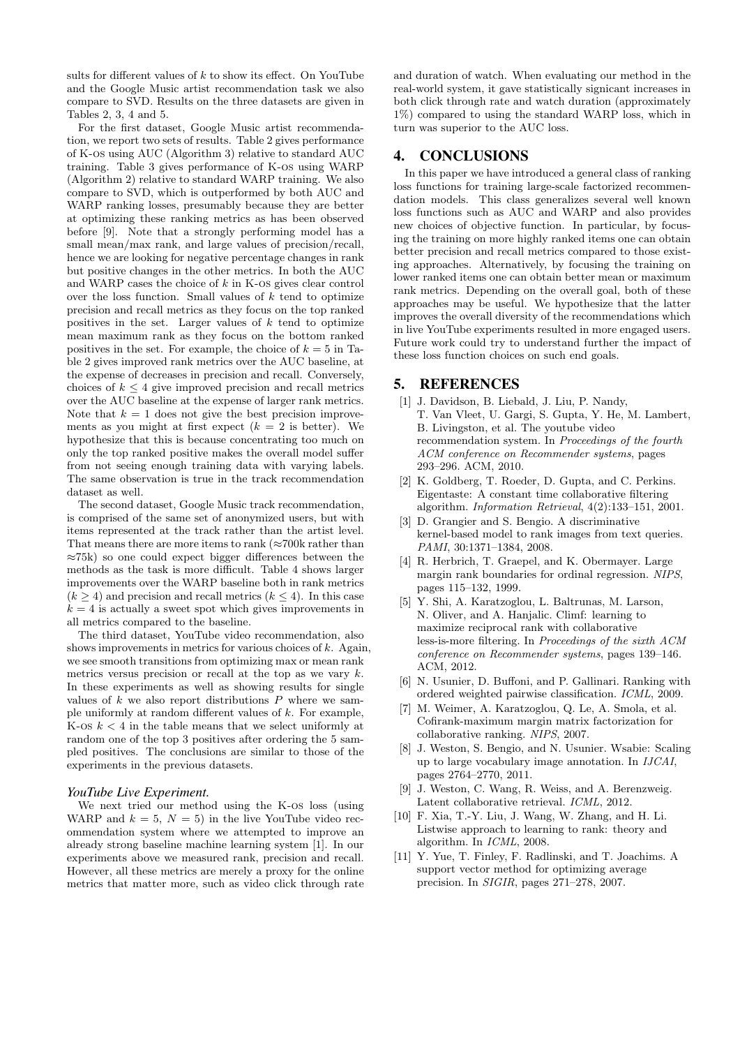sults for different values of $k$ to show its effect. On YouTube and the Google Music artist recommendation task we also compare to SVD. Results on the three datasets are given in Tables 2, 3, 4 and 5.

For the first dataset, Google Music artist recommendation, we report two sets of results. Table 2 gives performance of K-OS using AUC (Algorithm 3) relative to standard AUC training. Table 3 gives performance of K-OS using WARP (Algorithm 2) relative to standard WARP training. We also compare to SVD, which is outperformed by both AUC and WARP ranking losses, presumably because they are better at optimizing these ranking metrics as has been observed before [9]. Note that a strongly performing model has a small mean/max rank, and large values of precision/recall, hence we are looking for negative percentage changes in rank but positive changes in the other metrics. In both the AUC and WARP cases the choice of $k$ in K-OS gives clear control over the loss function. Small values of $k$ tend to optimize precision and recall metrics as they focus on the top ranked positives in the set. Larger values of $k$ tend to optimize mean maximum rank as they focus on the bottom ranked positives in the set. For example, the choice of $k = 5$ in Table 2 gives improved rank metrics over the AUC baseline, at the expense of decreases in precision and recall. Conversely, choices of $k \leq 4$ give improved precision and recall metrics over the AUC baseline at the expense of larger rank metrics. Note that $k = 1$ does not give the best precision improvements as you might at first expect ($k = 2$ is better). We hypothesize that this is because concentrating too much on only the top ranked positive makes the overall model suffer from not seeing enough training data with varying labels. The same observation is true in the track recommendation dataset as well.

The second dataset, Google Music track recommendation, is comprised of the same set of anonymized users, but with items represented at the track rather than the artist level. That means there are more items to rank (≈700k rather than ≈75k) so one could expect bigger differences between the methods as the task is more difficult. Table 4 shows larger improvements over the WARP baseline both in rank metrics ($k \geq 4$) and precision and recall metrics ($k \leq 4$). In this case $k = 4$ is actually a sweet spot which gives improvements in all metrics compared to the baseline.

The third dataset, YouTube video recommendation, also shows improvements in metrics for various choices of $k$. Again, we see smooth transitions from optimizing max or mean rank metrics versus precision or recall at the top as we vary $k$. In these experiments as well as showing results for single values of $k$ we also report distributions $P$ where we sample uniformly at random different values of $k$. For example, K-OS $k < 4$ in the table means that we select uniformly at random one of the top 3 positives after ordering the 5 sampled positives. The conclusions are similar to those of the experiments in the previous datasets.

### *YouTube Live Experiment.*

We next tried our method using the K-OS loss (using WARP and $k = 5$, $N = 5$) in the live YouTube video recommendation system where we attempted to improve an already strong baseline machine learning system [1]. In our experiments above we measured rank, precision and recall. However, all these metrics are merely a proxy for the online metrics that matter more, such as video click through rate and duration of watch. When evaluating our method in the real-world system, it gave statistically signicant increases in both click through rate and watch duration (approximately 1%) compared to using the standard WARP loss, which in turn was superior to the AUC loss.

## 4. CONCLUSIONS

In this paper we have introduced a general class of ranking loss functions for training large-scale factorized recommendation models. This class generalizes several well known loss functions such as AUC and WARP and also provides new choices of objective function. In particular, by focusing the training on more highly ranked items one can obtain better precision and recall metrics compared to those existing approaches. Alternatively, by focusing the training on lower ranked items one can obtain better mean or maximum rank metrics. Depending on the overall goal, both of these approaches may be useful. We hypothesize that the latter improves the overall diversity of the recommendations which in live YouTube experiments resulted in more engaged users. Future work could try to understand further the impact of these loss function choices on such end goals.

## 5. REFERENCES

[1] J. Davidson, B. Liebald, J. Liu, P. Nandy, T. Van Vleet, U. Gargi, S. Gupta, Y. He, M. Lambert, B. Livingston, et al. The youtube video recommendation system. In *Proceedings of the fourth ACM conference on Recommender systems*, pages 293–296. ACM, 2010.

[2] K. Goldberg, T. Roeder, D. Gupta, and C. Perkins. Eigentaste: A constant time collaborative filtering algorithm. *Information Retrieval*, 4(2):133–151, 2001.

[3] D. Grangier and S. Bengio. A discriminative kernel-based model to rank images from text queries. *PAMI*, 30:1371–1384, 2008.

[4] R. Herbrich, T. Graepel, and K. Obermayer. Large margin rank boundaries for ordinal regression. *NIPS*, pages 115–132, 1999.

[5] Y. Shi, A. Karatzoglou, L. Baltrunas, M. Larson, N. Oliver, and A. Hanjalic. Climf: learning to maximize reciprocal rank with collaborative less-is-more filtering. In *Proceedings of the sixth ACM conference on Recommender systems*, pages 139–146. ACM, 2012.

[6] N. Usunier, D. Buffoni, and P. Gallinari. Ranking with ordered weighted pairwise classification. *ICML*, 2009.

[7] M. Weimer, A. Karatzoglou, Q. Le, A. Smola, et al. Cofirank-maximum margin matrix factorization for collaborative ranking. *NIPS*, 2007.

[8] J. Weston, S. Bengio, and N. Usunier. Wsabie: Scaling up to large vocabulary image annotation. In *IJCAI*, pages 2764–2770, 2011.

[9] J. Weston, C. Wang, R. Weiss, and A. Berenzweig. Latent collaborative retrieval. *ICML*, 2012.

[10] F. Xia, T.-Y. Liu, J. Wang, W. Zhang, and H. Li. Listwise approach to learning to rank: theory and algorithm. In *ICML*, 2008.

[11] Y. Yue, T. Finley, F. Radlinski, and T. Joachims. A support vector method for optimizing average precision. In *SIGIR*, pages 271–278, 2007.